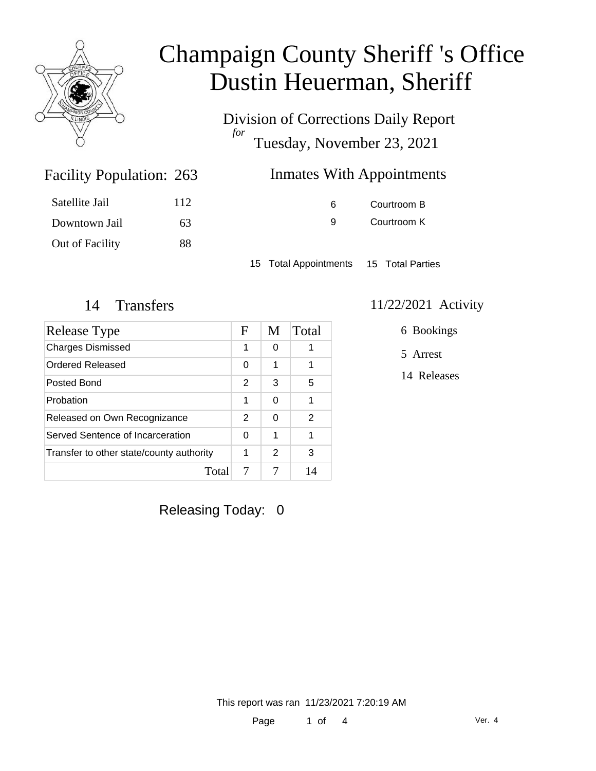# Champaign County Sheriff 's Office
# Dustin Heuerman, Sheriff

Division of Corrections Daily Report
*for*
Tuesday, November 23, 2021

## Facility Population: 263

| | |
|---|---|
| Satellite Jail | 112 |
| Downtown Jail | 63 |
| Out of Facility | 88 |

## Inmates With Appointments

| | |
|---|---|
| 6 | Courtroom B |
| 9 | Courtroom K |

15 Total Appointments 15 Total Parties

## 14 Transfers

| Release Type | F | M | Total |
|---|---|---|---|
| Charges Dismissed | 1 | 0 | 1 |
| Ordered Released | 0 | 1 | 1 |
| Posted Bond | 2 | 3 | 5 |
| Probation | 1 | 0 | 1 |
| Released on Own Recognizance | 2 | 0 | 2 |
| Served Sentence of Incarceration | 0 | 1 | 1 |
| Transfer to other state/county authority | 1 | 2 | 3 |
| Total | 7 | 7 | 14 |

## 11/22/2021 Activity

6 Bookings

5 Arrest

14 Releases

Releasing Today: 0

This report was ran 11/23/2021 7:20:19 AM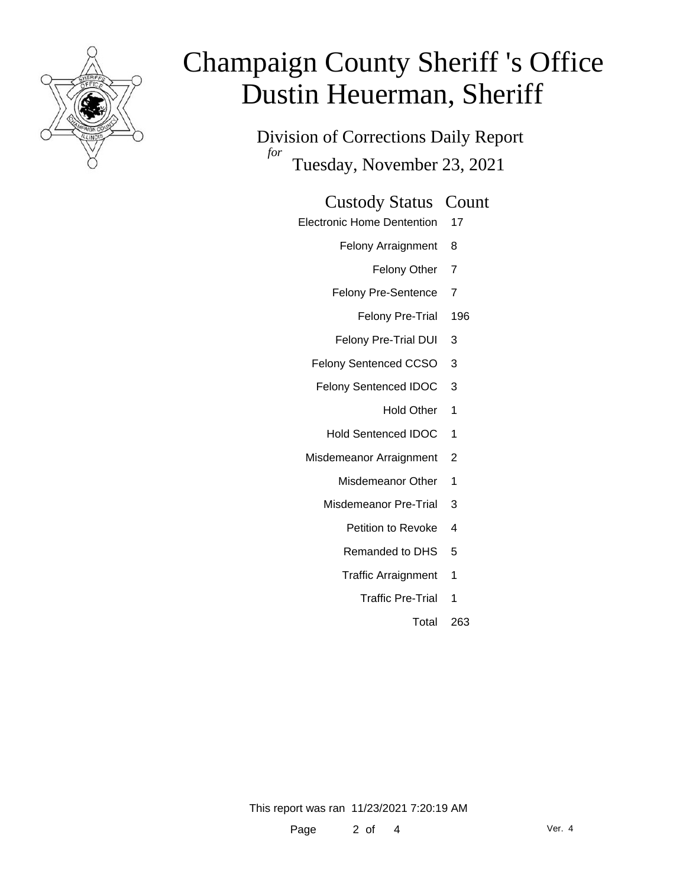# Champaign County Sheriff 's Office
# Dustin Heuerman, Sheriff

## Division of Corrections Daily Report
*for*
## Tuesday, November 23, 2021

| Custody Status | Count |
|---|---|
| Electronic Home Dentention | 17 |
| Felony Arraignment | 8 |
| Felony Other | 7 |
| Felony Pre-Sentence | 7 |
| Felony Pre-Trial | 196 |
| Felony Pre-Trial DUI | 3 |
| Felony Sentenced CCSO | 3 |
| Felony Sentenced IDOC | 3 |
| Hold Other | 1 |
| Hold Sentenced IDOC | 1 |
| Misdemeanor Arraignment | 2 |
| Misdemeanor Other | 1 |
| Misdemeanor Pre-Trial | 3 |
| Petition to Revoke | 4 |
| Remanded to DHS | 5 |
| Traffic Arraignment | 1 |
| Traffic Pre-Trial | 1 |
| Total | 263 |

This report was ran 11/23/2021 7:20:19 AM

Ver. 4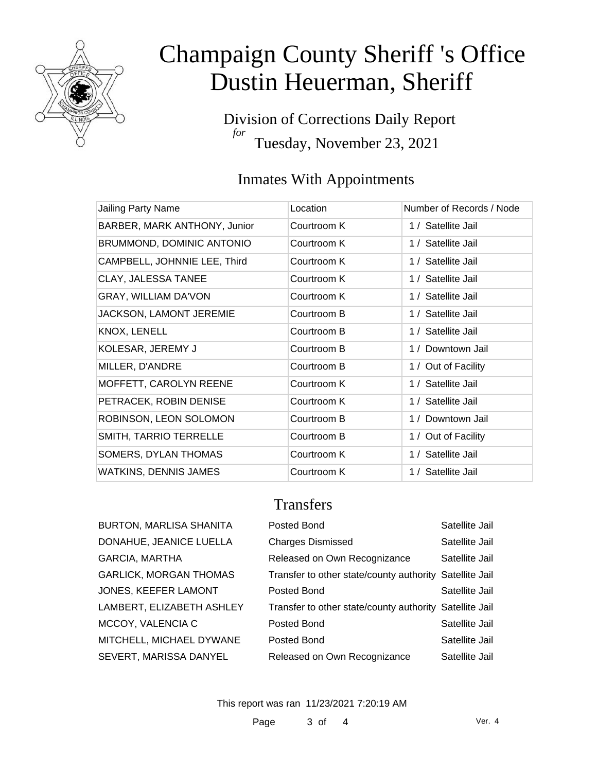# Champaign County Sheriff 's Office
# Dustin Heuerman, Sheriff

Division of Corrections Daily Report
*for*
Tuesday, November 23, 2021

## Inmates With Appointments

| Jailing Party Name | Location | Number of Records / Node |
|---|---|---|
| BARBER, MARK ANTHONY, Junior | Courtroom K | 1 / Satellite Jail |
| BRUMMOND, DOMINIC ANTONIO | Courtroom K | 1 / Satellite Jail |
| CAMPBELL, JOHNNIE LEE, Third | Courtroom K | 1 / Satellite Jail |
| CLAY, JALESSA TANEE | Courtroom K | 1 / Satellite Jail |
| GRAY, WILLIAM DA'VON | Courtroom K | 1 / Satellite Jail |
| JACKSON, LAMONT JEREMIE | Courtroom B | 1 / Satellite Jail |
| KNOX, LENELL | Courtroom B | 1 / Satellite Jail |
| KOLESAR, JEREMY J | Courtroom B | 1 / Downtown Jail |
| MILLER, D'ANDRE | Courtroom B | 1 / Out of Facility |
| MOFFETT, CAROLYN REENE | Courtroom K | 1 / Satellite Jail |
| PETRACEK, ROBIN DENISE | Courtroom K | 1 / Satellite Jail |
| ROBINSON, LEON SOLOMON | Courtroom B | 1 / Downtown Jail |
| SMITH, TARRIO TERRELLE | Courtroom B | 1 / Out of Facility |
| SOMERS, DYLAN THOMAS | Courtroom K | 1 / Satellite Jail |
| WATKINS, DENNIS JAMES | Courtroom K | 1 / Satellite Jail |

## Transfers

| | | |
|---|---|---|
| BURTON, MARLISA SHANITA | Posted Bond | Satellite Jail |
| DONAHUE, JEANICE LUELLA | Charges Dismissed | Satellite Jail |
| GARCIA, MARTHA | Released on Own Recognizance | Satellite Jail |
| GARLICK, MORGAN THOMAS | Transfer to other state/county authority | Satellite Jail |
| JONES, KEEFER LAMONT | Posted Bond | Satellite Jail |
| LAMBERT, ELIZABETH ASHLEY | Transfer to other state/county authority | Satellite Jail |
| MCCOY, VALENCIA C | Posted Bond | Satellite Jail |
| MITCHELL, MICHAEL DYWANE | Posted Bond | Satellite Jail |
| SEVERT, MARISSA DANYEL | Released on Own Recognizance | Satellite Jail |

This report was ran 11/23/2021 7:20:19 AM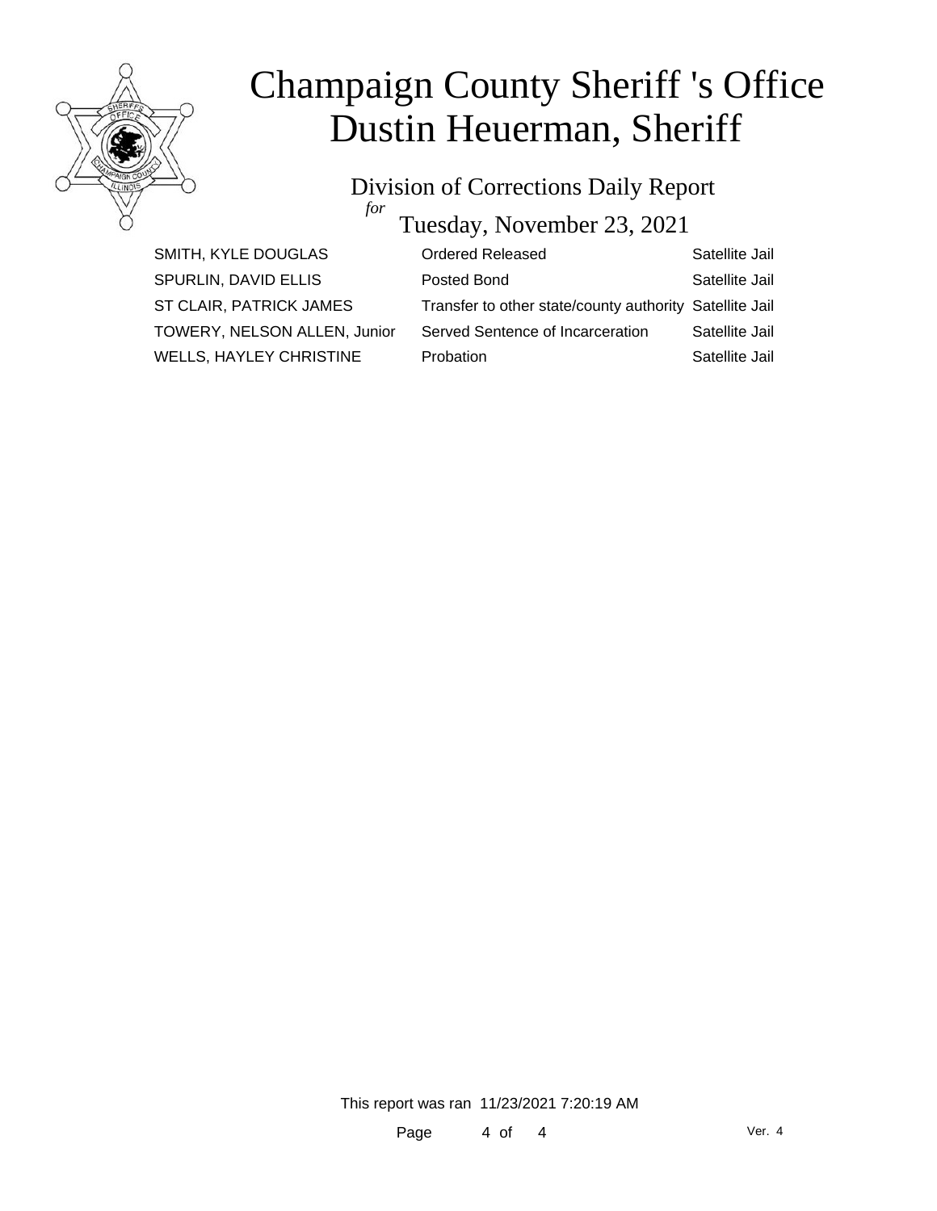# Champaign County Sheriff 's Office
# Dustin Heuerman, Sheriff

## Division of Corrections Daily Report

*for* Tuesday, November 23, 2021

| | | |
|---|---|---|
| SMITH, KYLE DOUGLAS | Ordered Released | Satellite Jail |
| SPURLIN, DAVID ELLIS | Posted Bond | Satellite Jail |
| ST CLAIR, PATRICK JAMES | Transfer to other state/county authority | Satellite Jail |
| TOWERY, NELSON ALLEN, Junior | Served Sentence of Incarceration | Satellite Jail |
| WELLS, HAYLEY CHRISTINE | Probation | Satellite Jail |

This report was ran 11/23/2021 7:20:19 AM

Ver. 4